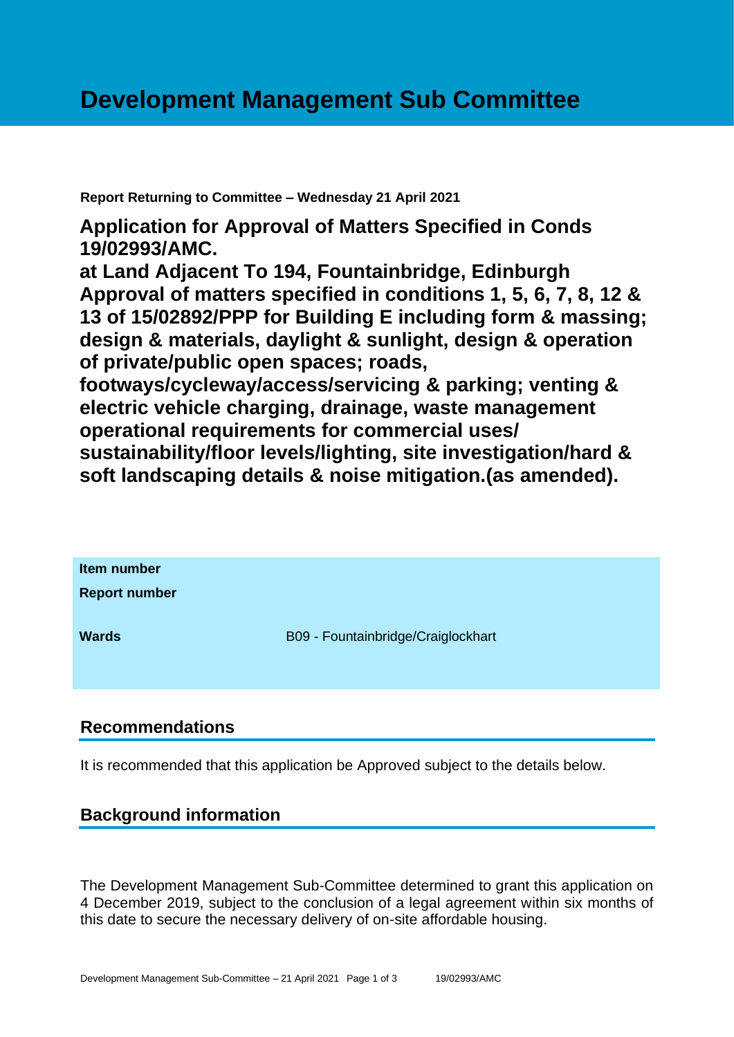# Development Management Sub Committee

**Report Returning to Committee – Wednesday 21 April 2021**

## Application for Approval of Matters Specified in Conds 19/02993/AMC. at Land Adjacent To 194, Fountainbridge, Edinburgh Approval of matters specified in conditions 1, 5, 6, 7, 8, 12 & 13 of 15/02892/PPP for Building E including form & massing; design & materials, daylight & sunlight, design & operation of private/public open spaces; roads, footways/cycleway/access/servicing & parking; venting & electric vehicle charging, drainage, waste management operational requirements for commercial uses/ sustainability/floor levels/lighting, site investigation/hard & soft landscaping details & noise mitigation.(as amended).

| | |
|---|---|
| **Item number** | |
| **Report number** | |
| **Wards** | B09 - Fountainbridge/Craiglockhart |

## Recommendations

It is recommended that this application be Approved subject to the details below.

## Background information

The Development Management Sub-Committee determined to grant this application on 4 December 2019, subject to the conclusion of a legal agreement within six months of this date to secure the necessary delivery of on-site affordable housing.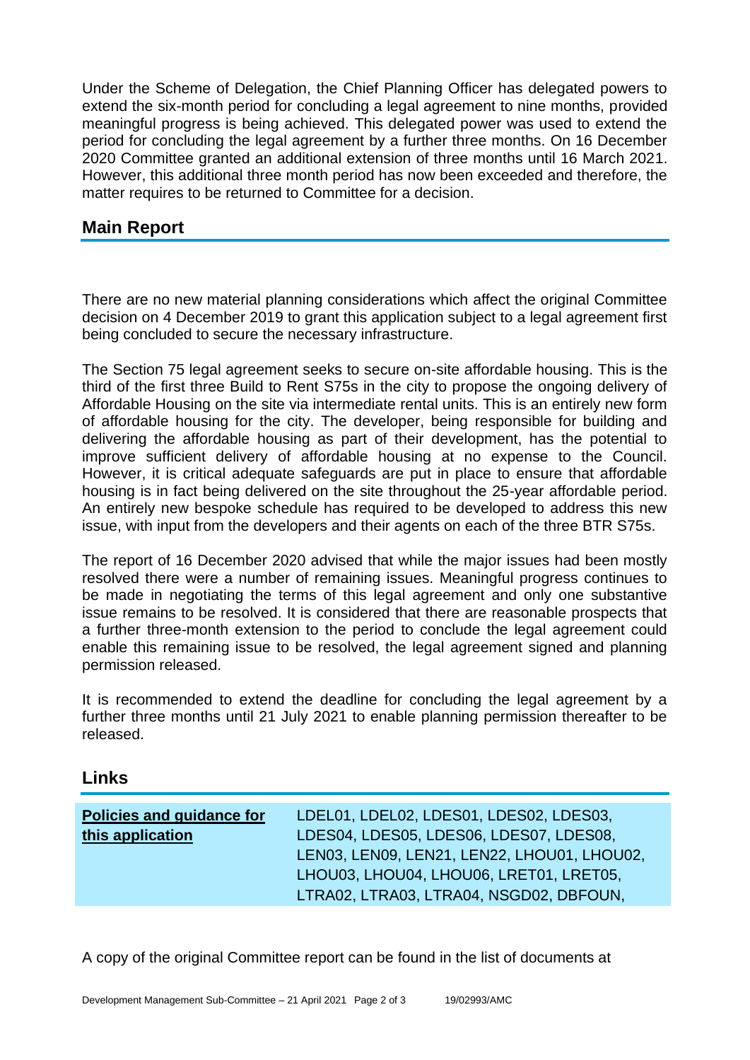Under the Scheme of Delegation, the Chief Planning Officer has delegated powers to extend the six-month period for concluding a legal agreement to nine months, provided meaningful progress is being achieved. This delegated power was used to extend the period for concluding the legal agreement by a further three months. On 16 December 2020 Committee granted an additional extension of three months until 16 March 2021. However, this additional three month period has now been exceeded and therefore, the matter requires to be returned to Committee for a decision.

## Main Report

There are no new material planning considerations which affect the original Committee decision on 4 December 2019 to grant this application subject to a legal agreement first being concluded to secure the necessary infrastructure.

The Section 75 legal agreement seeks to secure on-site affordable housing. This is the third of the first three Build to Rent S75s in the city to propose the ongoing delivery of Affordable Housing on the site via intermediate rental units. This is an entirely new form of affordable housing for the city. The developer, being responsible for building and delivering the affordable housing as part of their development, has the potential to improve sufficient delivery of affordable housing at no expense to the Council. However, it is critical adequate safeguards are put in place to ensure that affordable housing is in fact being delivered on the site throughout the 25-year affordable period. An entirely new bespoke schedule has required to be developed to address this new issue, with input from the developers and their agents on each of the three BTR S75s.

The report of 16 December 2020 advised that while the major issues had been mostly resolved there were a number of remaining issues. Meaningful progress continues to be made in negotiating the terms of this legal agreement and only one substantive issue remains to be resolved. It is considered that there are reasonable prospects that a further three-month extension to the period to conclude the legal agreement could enable this remaining issue to be resolved, the legal agreement signed and planning permission released.

It is recommended to extend the deadline for concluding the legal agreement by a further three months until 21 July 2021 to enable planning permission thereafter to be released.

## Links

| **Policies and guidance for this application** | LDEL01, LDEL02, LDES01, LDES02, LDES03, LDES04, LDES05, LDES06, LDES07, LDES08, LEN03, LEN09, LEN21, LEN22, LHOU01, LHOU02, LHOU03, LHOU04, LHOU06, LRET01, LRET05, LTRA02, LTRA03, LTRA04, NSGD02, DBFOUN, |
|---|---|

A copy of the original Committee report can be found in the list of documents at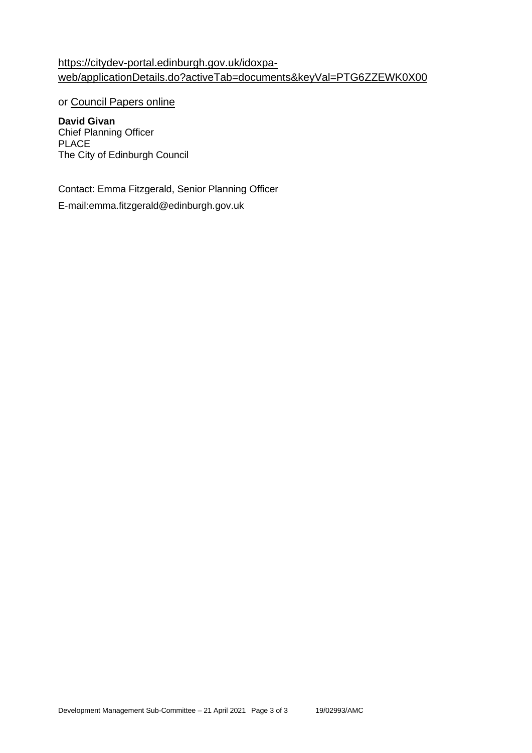https://citydev-portal.edinburgh.gov.uk/idoxpa-web/applicationDetails.do?activeTab=documents&keyVal=PTG6ZZEWK0X00

or Council Papers online

**David Givan**
Chief Planning Officer
PLACE
The City of Edinburgh Council

Contact: Emma Fitzgerald, Senior Planning Officer

E-mail:emma.fitzgerald@edinburgh.gov.uk